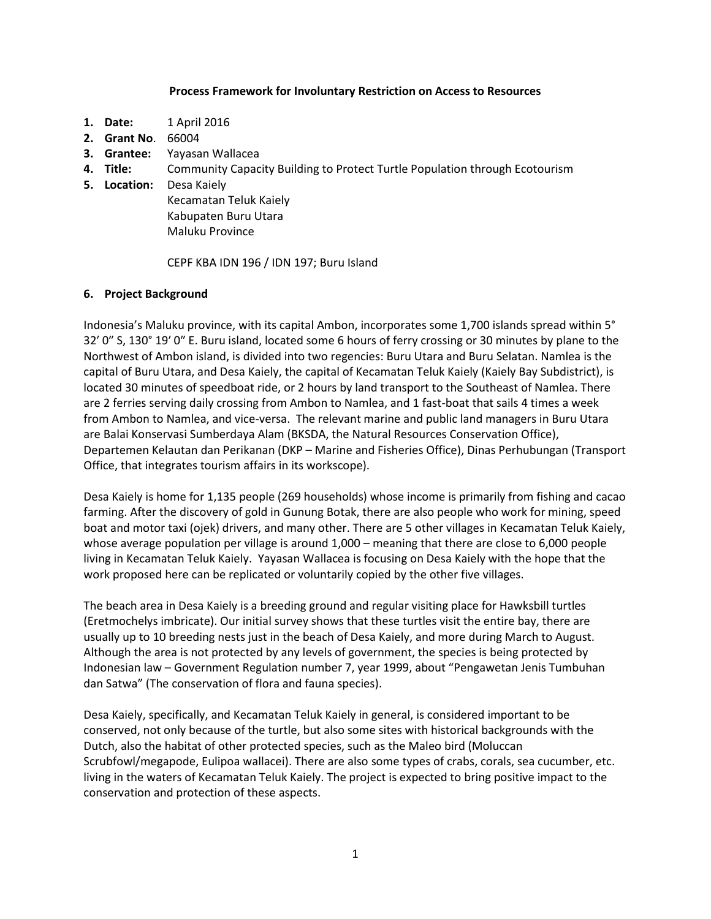# Process Framework for Involuntary Restriction on Access to Resources

1. **Date:** 1 April 2016
2. **Grant No**. 66004
3. **Grantee:** Yayasan Wallacea
4. **Title:** Community Capacity Building to Protect Turtle Population through Ecotourism
5. **Location:** Desa Kaiely
   Kecamatan Teluk Kaiely
   Kabupaten Buru Utara
   Maluku Province

   CEPF KBA IDN 196 / IDN 197; Buru Island

## 6. Project Background

Indonesia's Maluku province, with its capital Ambon, incorporates some 1,700 islands spread within 5° 32' 0" S, 130° 19' 0" E. Buru island, located some 6 hours of ferry crossing or 30 minutes by plane to the Northwest of Ambon island, is divided into two regencies: Buru Utara and Buru Selatan. Namlea is the capital of Buru Utara, and Desa Kaiely, the capital of Kecamatan Teluk Kaiely (Kaiely Bay Subdistrict), is located 30 minutes of speedboat ride, or 2 hours by land transport to the Southeast of Namlea. There are 2 ferries serving daily crossing from Ambon to Namlea, and 1 fast-boat that sails 4 times a week from Ambon to Namlea, and vice-versa. The relevant marine and public land managers in Buru Utara are Balai Konservasi Sumberdaya Alam (BKSDA, the Natural Resources Conservation Office), Departemen Kelautan dan Perikanan (DKP – Marine and Fisheries Office), Dinas Perhubungan (Transport Office, that integrates tourism affairs in its workscope).

Desa Kaiely is home for 1,135 people (269 households) whose income is primarily from fishing and cacao farming. After the discovery of gold in Gunung Botak, there are also people who work for mining, speed boat and motor taxi (ojek) drivers, and many other. There are 5 other villages in Kecamatan Teluk Kaiely, whose average population per village is around 1,000 – meaning that there are close to 6,000 people living in Kecamatan Teluk Kaiely. Yayasan Wallacea is focusing on Desa Kaiely with the hope that the work proposed here can be replicated or voluntarily copied by the other five villages.

The beach area in Desa Kaiely is a breeding ground and regular visiting place for Hawksbill turtles (Eretmochelys imbricate). Our initial survey shows that these turtles visit the entire bay, there are usually up to 10 breeding nests just in the beach of Desa Kaiely, and more during March to August. Although the area is not protected by any levels of government, the species is being protected by Indonesian law – Government Regulation number 7, year 1999, about "Pengawetan Jenis Tumbuhan dan Satwa" (The conservation of flora and fauna species).

Desa Kaiely, specifically, and Kecamatan Teluk Kaiely in general, is considered important to be conserved, not only because of the turtle, but also some sites with historical backgrounds with the Dutch, also the habitat of other protected species, such as the Maleo bird (Moluccan Scrubfowl/megapode, Eulipoa wallacei). There are also some types of crabs, corals, sea cucumber, etc. living in the waters of Kecamatan Teluk Kaiely. The project is expected to bring positive impact to the conservation and protection of these aspects.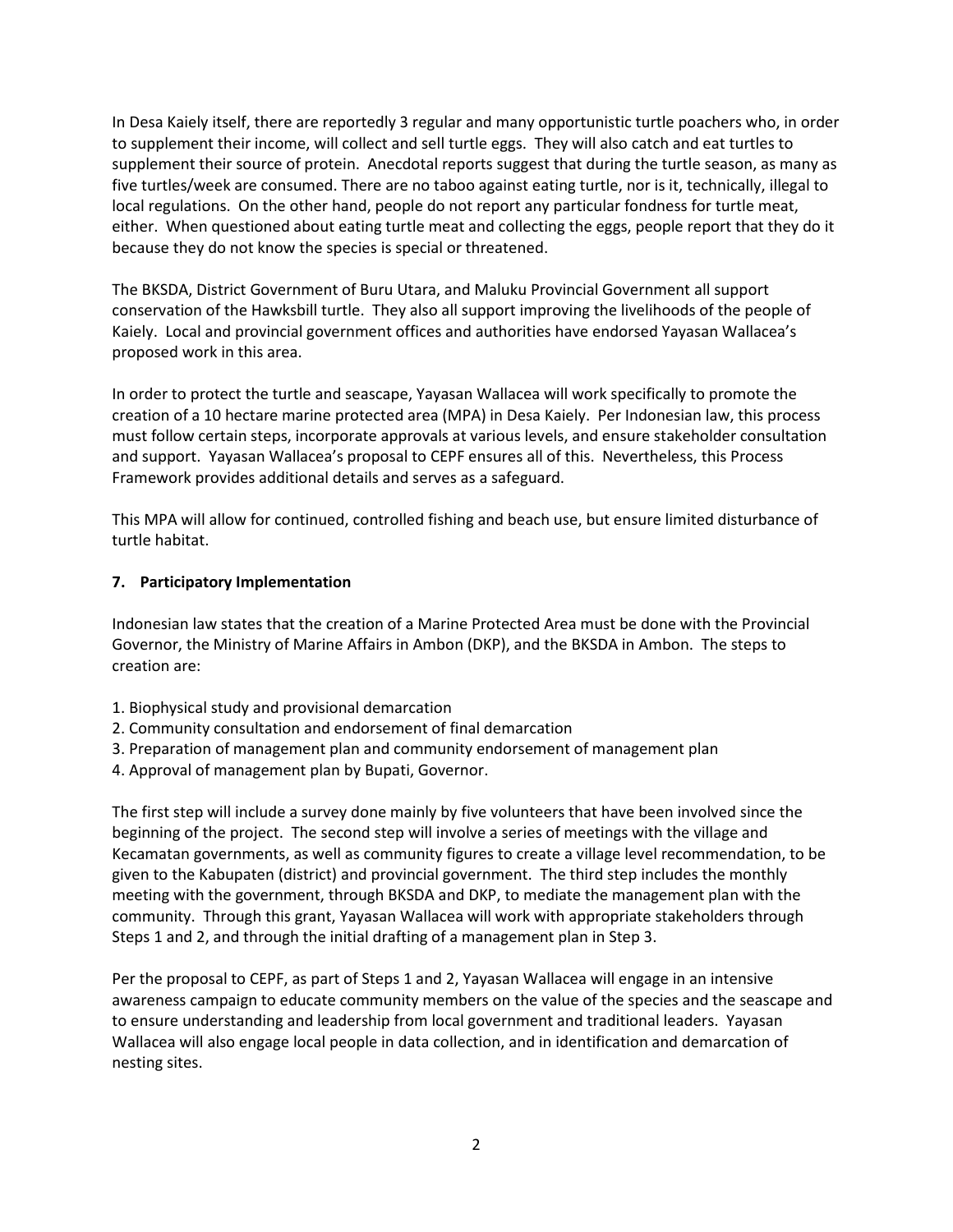In Desa Kaiely itself, there are reportedly 3 regular and many opportunistic turtle poachers who, in order to supplement their income, will collect and sell turtle eggs. They will also catch and eat turtles to supplement their source of protein. Anecdotal reports suggest that during the turtle season, as many as five turtles/week are consumed. There are no taboo against eating turtle, nor is it, technically, illegal to local regulations. On the other hand, people do not report any particular fondness for turtle meat, either. When questioned about eating turtle meat and collecting the eggs, people report that they do it because they do not know the species is special or threatened.

The BKSDA, District Government of Buru Utara, and Maluku Provincial Government all support conservation of the Hawksbill turtle. They also all support improving the livelihoods of the people of Kaiely. Local and provincial government offices and authorities have endorsed Yayasan Wallacea's proposed work in this area.

In order to protect the turtle and seascape, Yayasan Wallacea will work specifically to promote the creation of a 10 hectare marine protected area (MPA) in Desa Kaiely. Per Indonesian law, this process must follow certain steps, incorporate approvals at various levels, and ensure stakeholder consultation and support. Yayasan Wallacea's proposal to CEPF ensures all of this. Nevertheless, this Process Framework provides additional details and serves as a safeguard.

This MPA will allow for continued, controlled fishing and beach use, but ensure limited disturbance of turtle habitat.

## 7. Participatory Implementation

Indonesian law states that the creation of a Marine Protected Area must be done with the Provincial Governor, the Ministry of Marine Affairs in Ambon (DKP), and the BKSDA in Ambon. The steps to creation are:

1. Biophysical study and provisional demarcation
2. Community consultation and endorsement of final demarcation
3. Preparation of management plan and community endorsement of management plan
4. Approval of management plan by Bupati, Governor.

The first step will include a survey done mainly by five volunteers that have been involved since the beginning of the project. The second step will involve a series of meetings with the village and Kecamatan governments, as well as community figures to create a village level recommendation, to be given to the Kabupaten (district) and provincial government. The third step includes the monthly meeting with the government, through BKSDA and DKP, to mediate the management plan with the community. Through this grant, Yayasan Wallacea will work with appropriate stakeholders through Steps 1 and 2, and through the initial drafting of a management plan in Step 3.

Per the proposal to CEPF, as part of Steps 1 and 2, Yayasan Wallacea will engage in an intensive awareness campaign to educate community members on the value of the species and the seascape and to ensure understanding and leadership from local government and traditional leaders. Yayasan Wallacea will also engage local people in data collection, and in identification and demarcation of nesting sites.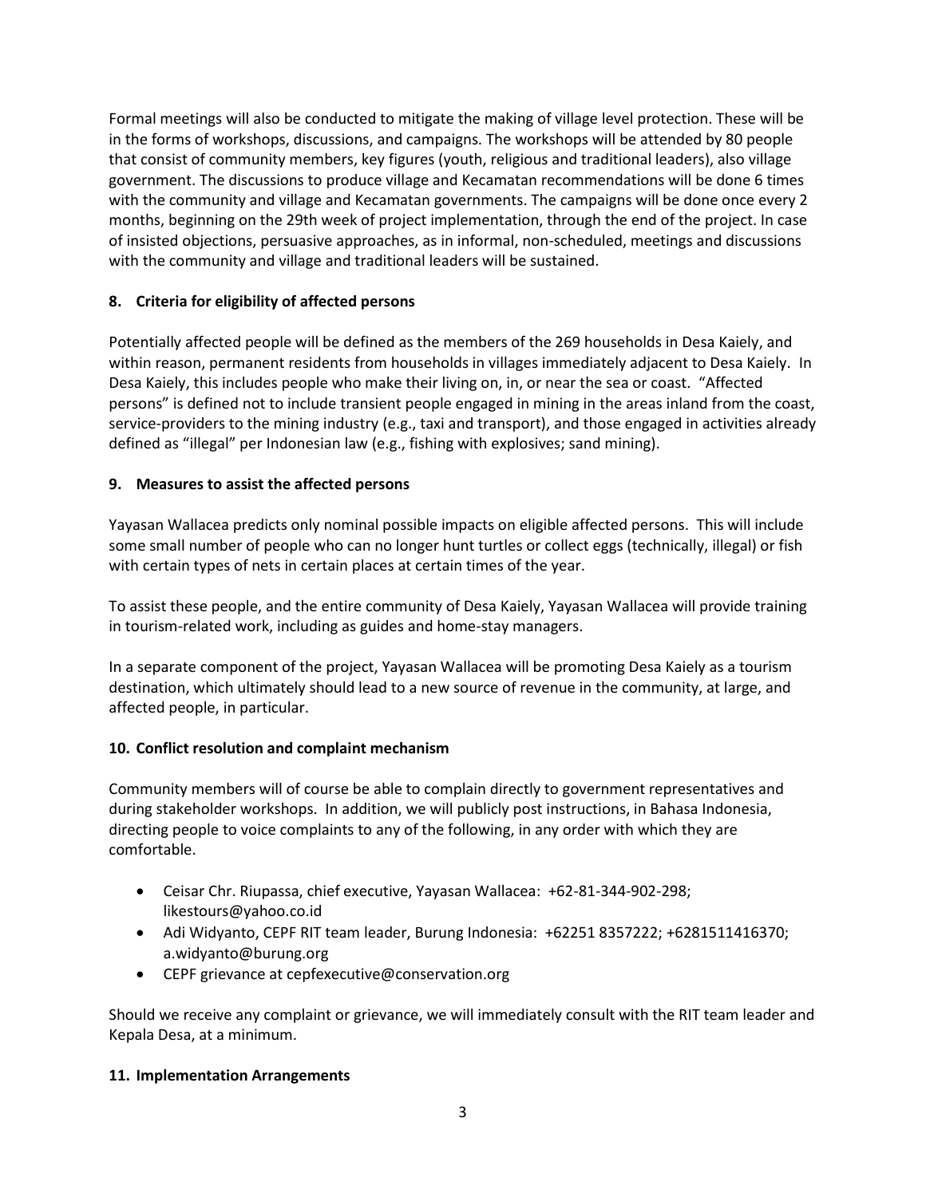Formal meetings will also be conducted to mitigate the making of village level protection. These will be in the forms of workshops, discussions, and campaigns. The workshops will be attended by 80 people that consist of community members, key figures (youth, religious and traditional leaders), also village government. The discussions to produce village and Kecamatan recommendations will be done 6 times with the community and village and Kecamatan governments. The campaigns will be done once every 2 months, beginning on the 29th week of project implementation, through the end of the project. In case of insisted objections, persuasive approaches, as in informal, non-scheduled, meetings and discussions with the community and village and traditional leaders will be sustained.

## 8. Criteria for eligibility of affected persons

Potentially affected people will be defined as the members of the 269 households in Desa Kaiely, and within reason, permanent residents from households in villages immediately adjacent to Desa Kaiely. In Desa Kaiely, this includes people who make their living on, in, or near the sea or coast. "Affected persons" is defined not to include transient people engaged in mining in the areas inland from the coast, service-providers to the mining industry (e.g., taxi and transport), and those engaged in activities already defined as "illegal" per Indonesian law (e.g., fishing with explosives; sand mining).

## 9. Measures to assist the affected persons

Yayasan Wallacea predicts only nominal possible impacts on eligible affected persons. This will include some small number of people who can no longer hunt turtles or collect eggs (technically, illegal) or fish with certain types of nets in certain places at certain times of the year.

To assist these people, and the entire community of Desa Kaiely, Yayasan Wallacea will provide training in tourism-related work, including as guides and home-stay managers.

In a separate component of the project, Yayasan Wallacea will be promoting Desa Kaiely as a tourism destination, which ultimately should lead to a new source of revenue in the community, at large, and affected people, in particular.

## 10. Conflict resolution and complaint mechanism

Community members will of course be able to complain directly to government representatives and during stakeholder workshops. In addition, we will publicly post instructions, in Bahasa Indonesia, directing people to voice complaints to any of the following, in any order with which they are comfortable.

- Ceisar Chr. Riupassa, chief executive, Yayasan Wallacea: +62-81-344-902-298; likestours@yahoo.co.id
- Adi Widyanto, CEPF RIT team leader, Burung Indonesia: +62251 8357222; +6281511416370; a.widyanto@burung.org
- CEPF grievance at cepfexecutive@conservation.org

Should we receive any complaint or grievance, we will immediately consult with the RIT team leader and Kepala Desa, at a minimum.

## 11. Implementation Arrangements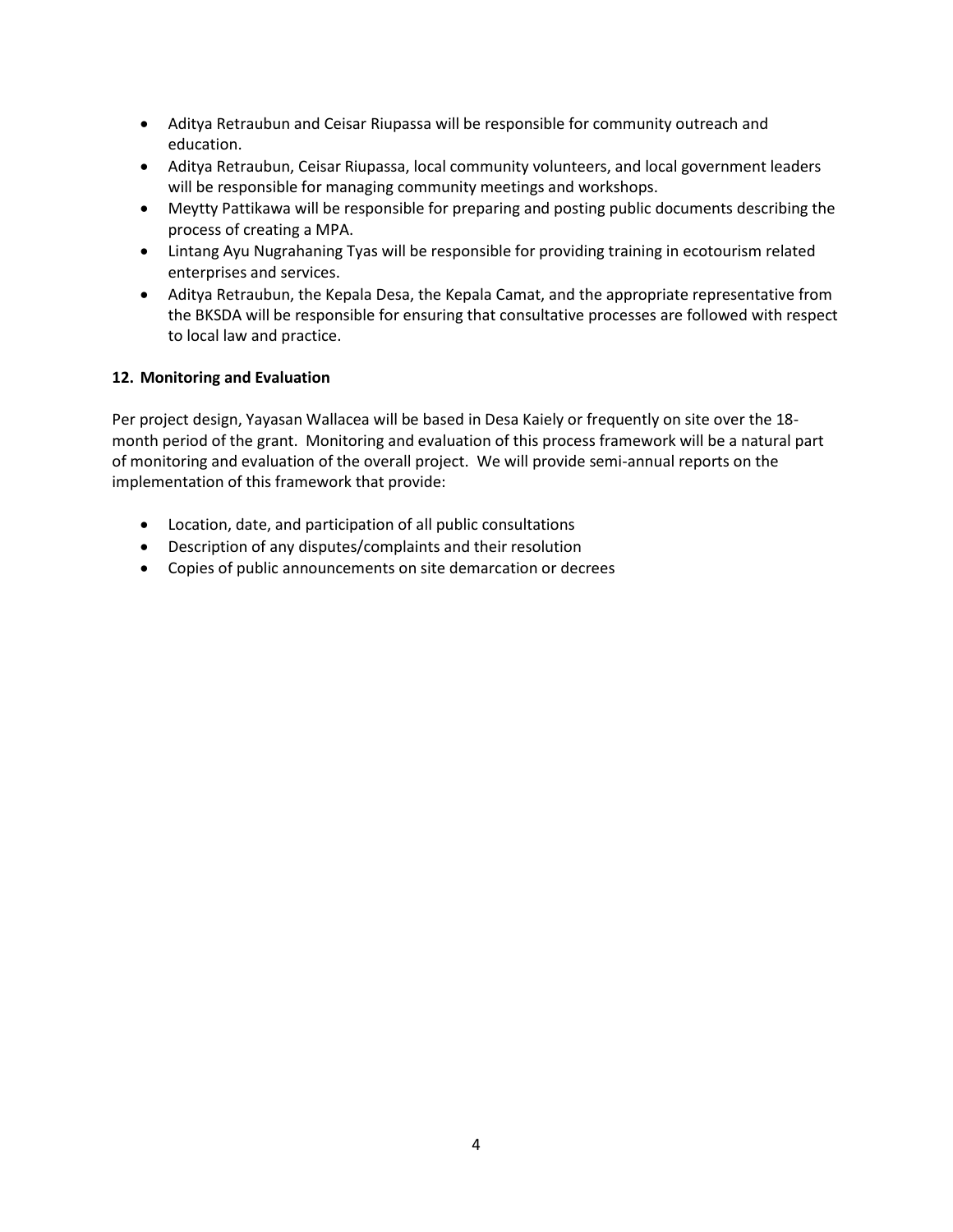- Aditya Retraubun and Ceisar Riupassa will be responsible for community outreach and education.
- Aditya Retraubun, Ceisar Riupassa, local community volunteers, and local government leaders will be responsible for managing community meetings and workshops.
- Meytty Pattikawa will be responsible for preparing and posting public documents describing the process of creating a MPA.
- Lintang Ayu Nugrahaning Tyas will be responsible for providing training in ecotourism related enterprises and services.
- Aditya Retraubun, the Kepala Desa, the Kepala Camat, and the appropriate representative from the BKSDA will be responsible for ensuring that consultative processes are followed with respect to local law and practice.

### 12. Monitoring and Evaluation

Per project design, Yayasan Wallacea will be based in Desa Kaiely or frequently on site over the 18-month period of the grant. Monitoring and evaluation of this process framework will be a natural part of monitoring and evaluation of the overall project. We will provide semi-annual reports on the implementation of this framework that provide:

- Location, date, and participation of all public consultations
- Description of any disputes/complaints and their resolution
- Copies of public announcements on site demarcation or decrees